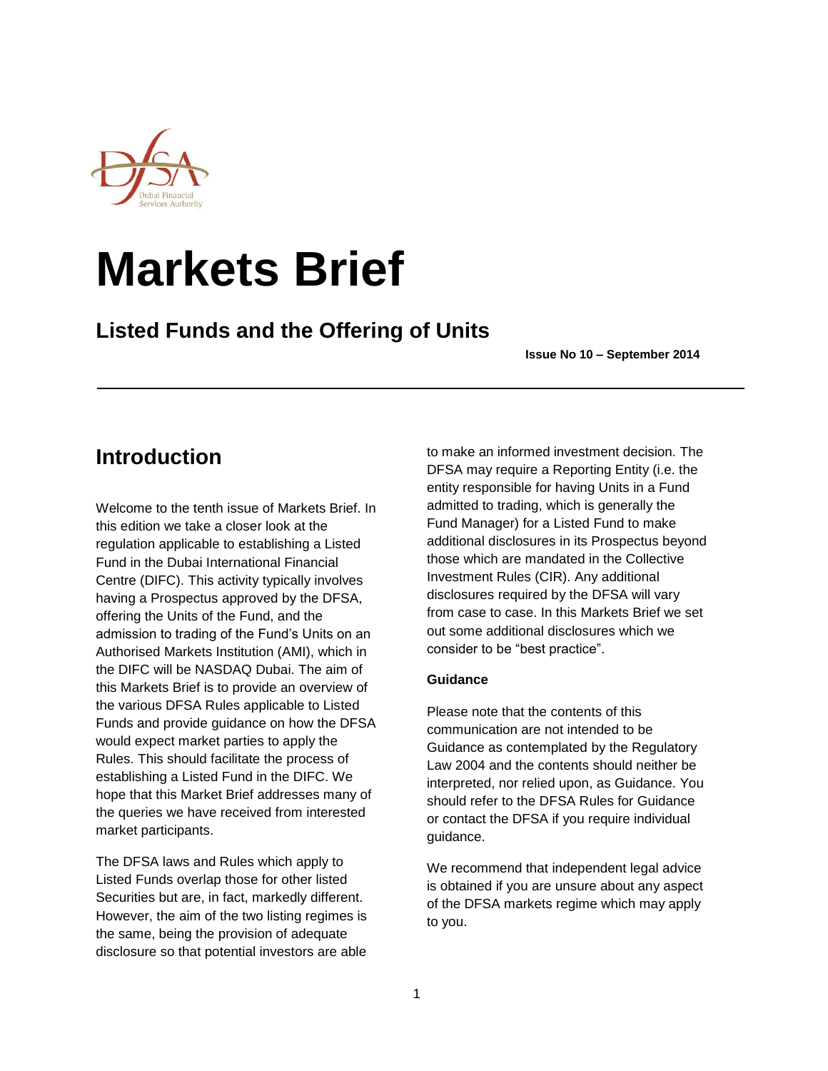# Markets Brief

## Listed Funds and the Offering of Units

**Issue No 10 – September 2014**

---

## Introduction

Welcome to the tenth issue of Markets Brief. In this edition we take a closer look at the regulation applicable to establishing a Listed Fund in the Dubai International Financial Centre (DIFC). This activity typically involves having a Prospectus approved by the DFSA, offering the Units of the Fund, and the admission to trading of the Fund's Units on an Authorised Markets Institution (AMI), which in the DIFC will be NASDAQ Dubai. The aim of this Markets Brief is to provide an overview of the various DFSA Rules applicable to Listed Funds and provide guidance on how the DFSA would expect market parties to apply the Rules. This should facilitate the process of establishing a Listed Fund in the DIFC. We hope that this Market Brief addresses many of the queries we have received from interested market participants.

The DFSA laws and Rules which apply to Listed Funds overlap those for other listed Securities but are, in fact, markedly different. However, the aim of the two listing regimes is the same, being the provision of adequate disclosure so that potential investors are able to make an informed investment decision. The DFSA may require a Reporting Entity (i.e. the entity responsible for having Units in a Fund admitted to trading, which is generally the Fund Manager) for a Listed Fund to make additional disclosures in its Prospectus beyond those which are mandated in the Collective Investment Rules (CIR). Any additional disclosures required by the DFSA will vary from case to case. In this Markets Brief we set out some additional disclosures which we consider to be "best practice".

**Guidance**

Please note that the contents of this communication are not intended to be Guidance as contemplated by the Regulatory Law 2004 and the contents should neither be interpreted, nor relied upon, as Guidance. You should refer to the DFSA Rules for Guidance or contact the DFSA if you require individual guidance.

We recommend that independent legal advice is obtained if you are unsure about any aspect of the DFSA markets regime which may apply to you.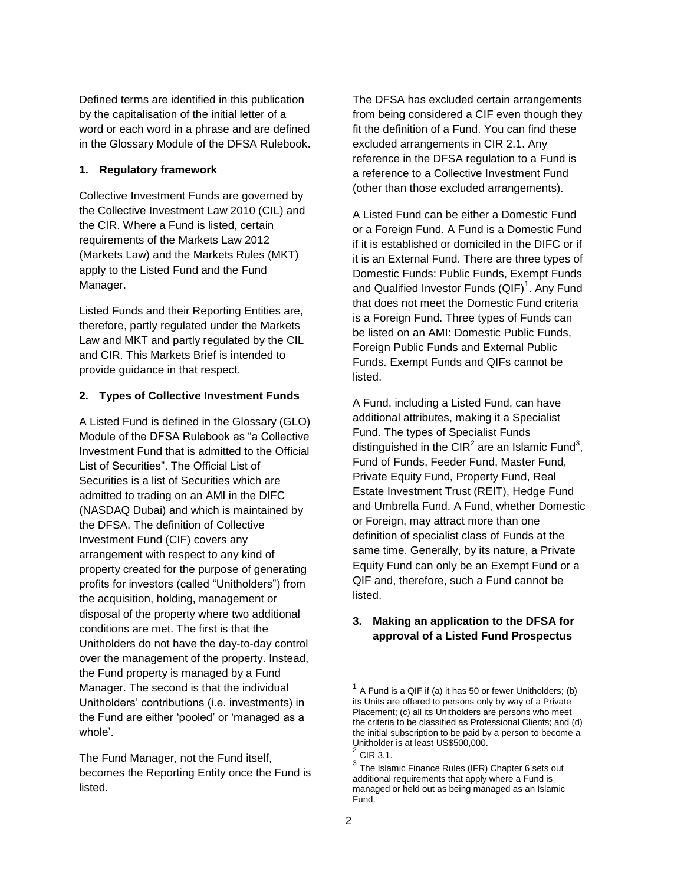Defined terms are identified in this publication by the capitalisation of the initial letter of a word or each word in a phrase and are defined in the Glossary Module of the DFSA Rulebook.

## 1. Regulatory framework

Collective Investment Funds are governed by the Collective Investment Law 2010 (CIL) and the CIR. Where a Fund is listed, certain requirements of the Markets Law 2012 (Markets Law) and the Markets Rules (MKT) apply to the Listed Fund and the Fund Manager.

Listed Funds and their Reporting Entities are, therefore, partly regulated under the Markets Law and MKT and partly regulated by the CIL and CIR. This Markets Brief is intended to provide guidance in that respect.

## 2. Types of Collective Investment Funds

A Listed Fund is defined in the Glossary (GLO) Module of the DFSA Rulebook as "a Collective Investment Fund that is admitted to the Official List of Securities". The Official List of Securities is a list of Securities which are admitted to trading on an AMI in the DIFC (NASDAQ Dubai) and which is maintained by the DFSA. The definition of Collective Investment Fund (CIF) covers any arrangement with respect to any kind of property created for the purpose of generating profits for investors (called "Unitholders") from the acquisition, holding, management or disposal of the property where two additional conditions are met. The first is that the Unitholders do not have the day-to-day control over the management of the property. Instead, the Fund property is managed by a Fund Manager. The second is that the individual Unitholders' contributions (i.e. investments) in the Fund are either 'pooled' or 'managed as a whole'.

The Fund Manager, not the Fund itself, becomes the Reporting Entity once the Fund is listed.

The DFSA has excluded certain arrangements from being considered a CIF even though they fit the definition of a Fund. You can find these excluded arrangements in CIR 2.1. Any reference in the DFSA regulation to a Fund is a reference to a Collective Investment Fund (other than those excluded arrangements).

A Listed Fund can be either a Domestic Fund or a Foreign Fund. A Fund is a Domestic Fund if it is established or domiciled in the DIFC or if it is an External Fund. There are three types of Domestic Funds: Public Funds, Exempt Funds and Qualified Investor Funds (QIF)[1]. Any Fund that does not meet the Domestic Fund criteria is a Foreign Fund. Three types of Funds can be listed on an AMI: Domestic Public Funds, Foreign Public Funds and External Public Funds. Exempt Funds and QIFs cannot be listed.

A Fund, including a Listed Fund, can have additional attributes, making it a Specialist Fund. The types of Specialist Funds distinguished in the CIR[2] are an Islamic Fund[3], Fund of Funds, Feeder Fund, Master Fund, Private Equity Fund, Property Fund, Real Estate Investment Trust (REIT), Hedge Fund and Umbrella Fund. A Fund, whether Domestic or Foreign, may attract more than one definition of specialist class of Funds at the same time. Generally, by its nature, a Private Equity Fund can only be an Exempt Fund or a QIF and, therefore, such a Fund cannot be listed.

## 3. Making an application to the DFSA for approval of a Listed Fund Prospectus

---

[1] A Fund is a QIF if (a) it has 50 or fewer Unitholders; (b) its Units are offered to persons only by way of a Private Placement; (c) all its Unitholders are persons who meet the criteria to be classified as Professional Clients; and (d) the initial subscription to be paid by a person to become a Unitholder is at least US$500,000.

[2] CIR 3.1.

[3] The Islamic Finance Rules (IFR) Chapter 6 sets out additional requirements that apply where a Fund is managed or held out as being managed as an Islamic Fund.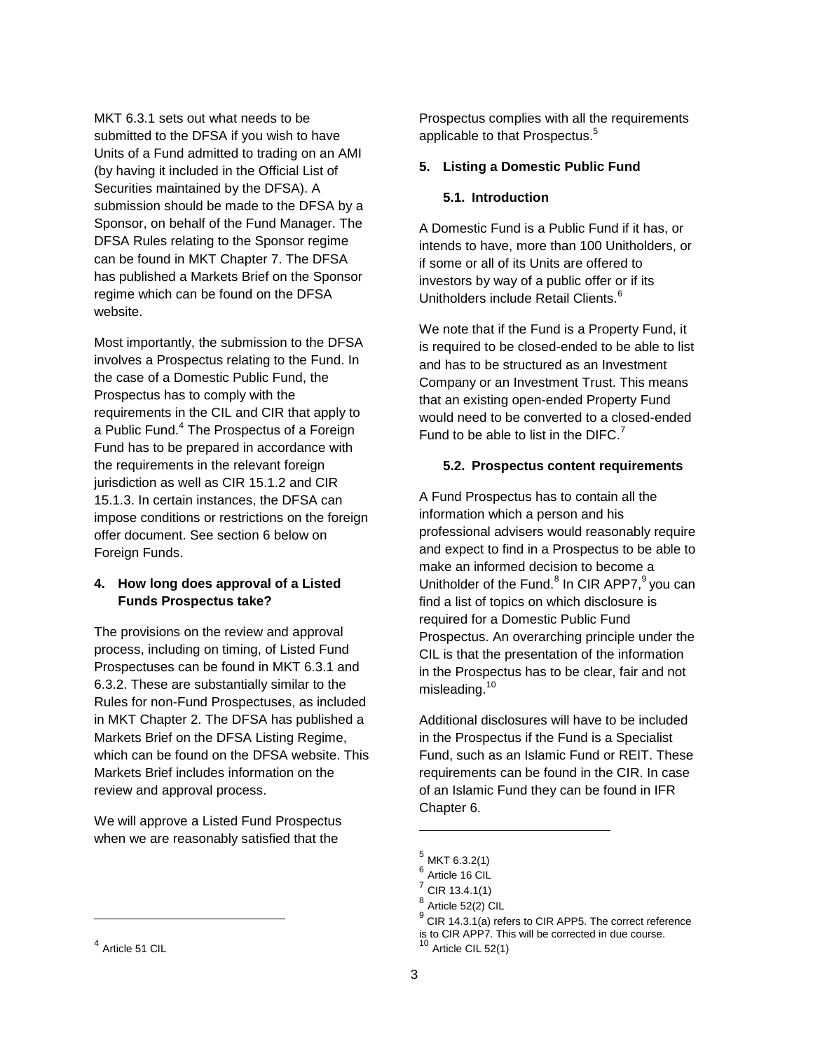MKT 6.3.1 sets out what needs to be submitted to the DFSA if you wish to have Units of a Fund admitted to trading on an AMI (by having it included in the Official List of Securities maintained by the DFSA). A submission should be made to the DFSA by a Sponsor, on behalf of the Fund Manager. The DFSA Rules relating to the Sponsor regime can be found in MKT Chapter 7. The DFSA has published a Markets Brief on the Sponsor regime which can be found on the DFSA website.

Most importantly, the submission to the DFSA involves a Prospectus relating to the Fund. In the case of a Domestic Public Fund, the Prospectus has to comply with the requirements in the CIL and CIR that apply to a Public Fund.[4] The Prospectus of a Foreign Fund has to be prepared in accordance with the requirements in the relevant foreign jurisdiction as well as CIR 15.1.2 and CIR 15.1.3. In certain instances, the DFSA can impose conditions or restrictions on the foreign offer document. See section 6 below on Foreign Funds.

## 4. How long does approval of a Listed Funds Prospectus take?

The provisions on the review and approval process, including on timing, of Listed Fund Prospectuses can be found in MKT 6.3.1 and 6.3.2. These are substantially similar to the Rules for non-Fund Prospectuses, as included in MKT Chapter 2. The DFSA has published a Markets Brief on the DFSA Listing Regime, which can be found on the DFSA website. This Markets Brief includes information on the review and approval process.

We will approve a Listed Fund Prospectus when we are reasonably satisfied that the Prospectus complies with all the requirements applicable to that Prospectus.[5]

## 5. Listing a Domestic Public Fund

### 5.1. Introduction

A Domestic Fund is a Public Fund if it has, or intends to have, more than 100 Unitholders, or if some or all of its Units are offered to investors by way of a public offer or if its Unitholders include Retail Clients.[6]

We note that if the Fund is a Property Fund, it is required to be closed-ended to be able to list and has to be structured as an Investment Company or an Investment Trust. This means that an existing open-ended Property Fund would need to be converted to a closed-ended Fund to be able to list in the DIFC.[7]

### 5.2. Prospectus content requirements

A Fund Prospectus has to contain all the information which a person and his professional advisers would reasonably require and expect to find in a Prospectus to be able to make an informed decision to become a Unitholder of the Fund.[8] In CIR APP7,[9] you can find a list of topics on which disclosure is required for a Domestic Public Fund Prospectus. An overarching principle under the CIL is that the presentation of the information in the Prospectus has to be clear, fair and not misleading.[10]

Additional disclosures will have to be included in the Prospectus if the Fund is a Specialist Fund, such as an Islamic Fund or REIT. These requirements can be found in the CIR. In case of an Islamic Fund they can be found in IFR Chapter 6.

---

[4] Article 51 CIL

[5] MKT 6.3.2(1)

[6] Article 16 CIL

[7] CIR 13.4.1(1)

[8] Article 52(2) CIL

[9] CIR 14.3.1(a) refers to CIR APP5. The correct reference is to CIR APP7. This will be corrected in due course.

[10] Article CIL 52(1)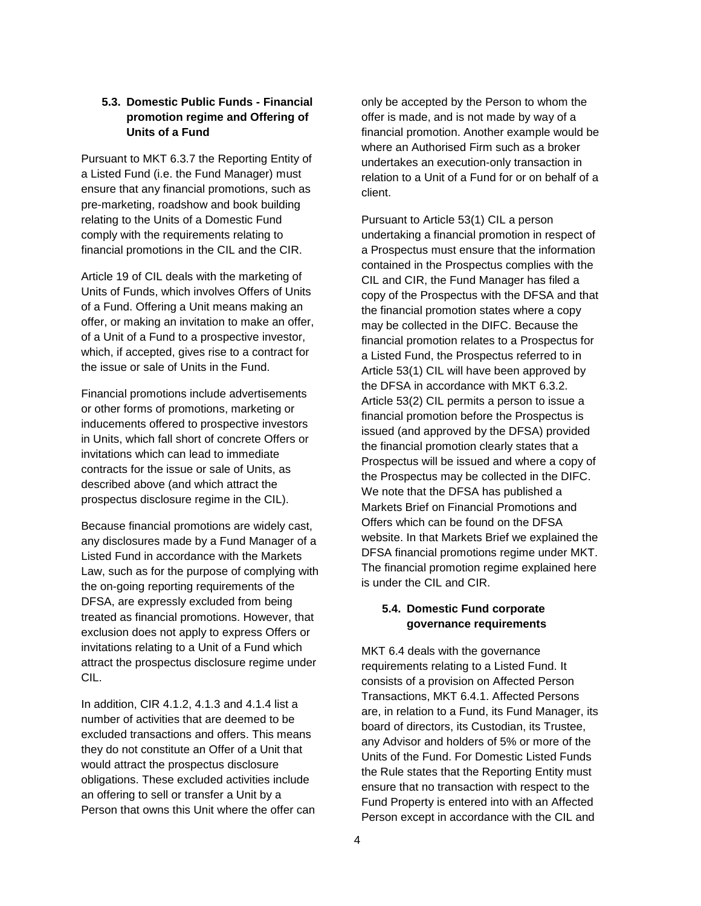### 5.3. Domestic Public Funds - Financial promotion regime and Offering of Units of a Fund

Pursuant to MKT 6.3.7 the Reporting Entity of a Listed Fund (i.e. the Fund Manager) must ensure that any financial promotions, such as pre-marketing, roadshow and book building relating to the Units of a Domestic Fund comply with the requirements relating to financial promotions in the CIL and the CIR.

Article 19 of CIL deals with the marketing of Units of Funds, which involves Offers of Units of a Fund. Offering a Unit means making an offer, or making an invitation to make an offer, of a Unit of a Fund to a prospective investor, which, if accepted, gives rise to a contract for the issue or sale of Units in the Fund.

Financial promotions include advertisements or other forms of promotions, marketing or inducements offered to prospective investors in Units, which fall short of concrete Offers or invitations which can lead to immediate contracts for the issue or sale of Units, as described above (and which attract the prospectus disclosure regime in the CIL).

Because financial promotions are widely cast, any disclosures made by a Fund Manager of a Listed Fund in accordance with the Markets Law, such as for the purpose of complying with the on-going reporting requirements of the DFSA, are expressly excluded from being treated as financial promotions. However, that exclusion does not apply to express Offers or invitations relating to a Unit of a Fund which attract the prospectus disclosure regime under CIL.

In addition, CIR 4.1.2, 4.1.3 and 4.1.4 list a number of activities that are deemed to be excluded transactions and offers. This means they do not constitute an Offer of a Unit that would attract the prospectus disclosure obligations. These excluded activities include an offering to sell or transfer a Unit by a Person that owns this Unit where the offer can only be accepted by the Person to whom the offer is made, and is not made by way of a financial promotion. Another example would be where an Authorised Firm such as a broker undertakes an execution-only transaction in relation to a Unit of a Fund for or on behalf of a client.

Pursuant to Article 53(1) CIL a person undertaking a financial promotion in respect of a Prospectus must ensure that the information contained in the Prospectus complies with the CIL and CIR, the Fund Manager has filed a copy of the Prospectus with the DFSA and that the financial promotion states where a copy may be collected in the DIFC. Because the financial promotion relates to a Prospectus for a Listed Fund, the Prospectus referred to in Article 53(1) CIL will have been approved by the DFSA in accordance with MKT 6.3.2. Article 53(2) CIL permits a person to issue a financial promotion before the Prospectus is issued (and approved by the DFSA) provided the financial promotion clearly states that a Prospectus will be issued and where a copy of the Prospectus may be collected in the DIFC. We note that the DFSA has published a Markets Brief on Financial Promotions and Offers which can be found on the DFSA website. In that Markets Brief we explained the DFSA financial promotions regime under MKT. The financial promotion regime explained here is under the CIL and CIR.

### 5.4. Domestic Fund corporate governance requirements

MKT 6.4 deals with the governance requirements relating to a Listed Fund. It consists of a provision on Affected Person Transactions, MKT 6.4.1. Affected Persons are, in relation to a Fund, its Fund Manager, its board of directors, its Custodian, its Trustee, any Advisor and holders of 5% or more of the Units of the Fund. For Domestic Listed Funds the Rule states that the Reporting Entity must ensure that no transaction with respect to the Fund Property is entered into with an Affected Person except in accordance with the CIL and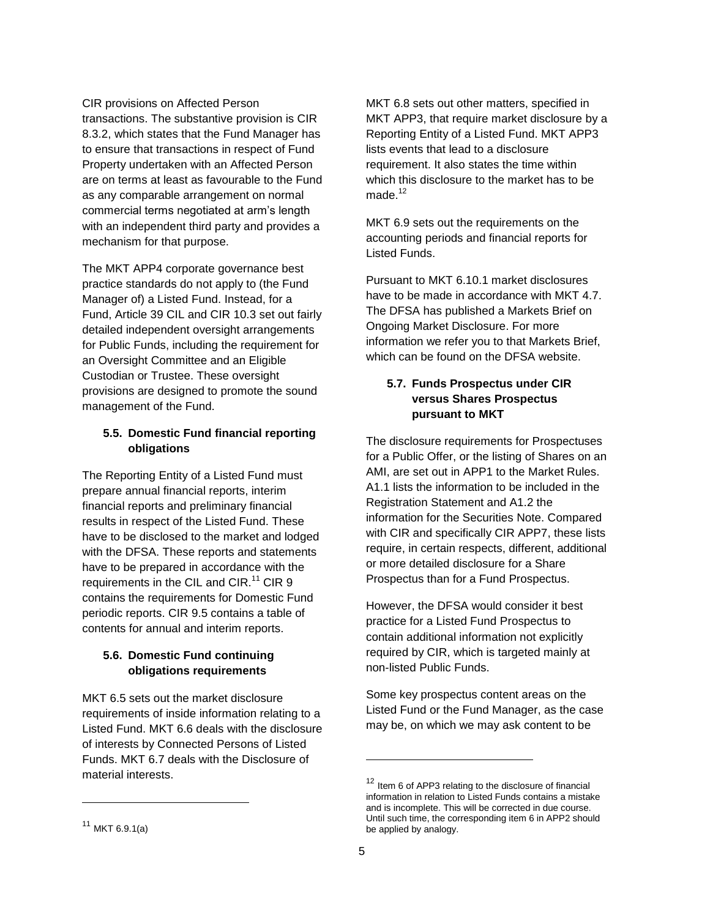CIR provisions on Affected Person transactions. The substantive provision is CIR 8.3.2, which states that the Fund Manager has to ensure that transactions in respect of Fund Property undertaken with an Affected Person are on terms at least as favourable to the Fund as any comparable arrangement on normal commercial terms negotiated at arm's length with an independent third party and provides a mechanism for that purpose.

The MKT APP4 corporate governance best practice standards do not apply to (the Fund Manager of) a Listed Fund. Instead, for a Fund, Article 39 CIL and CIR 10.3 set out fairly detailed independent oversight arrangements for Public Funds, including the requirement for an Oversight Committee and an Eligible Custodian or Trustee. These oversight provisions are designed to promote the sound management of the Fund.

### 5.5. Domestic Fund financial reporting obligations

The Reporting Entity of a Listed Fund must prepare annual financial reports, interim financial reports and preliminary financial results in respect of the Listed Fund. These have to be disclosed to the market and lodged with the DFSA. These reports and statements have to be prepared in accordance with the requirements in the CIL and CIR.[11] CIR 9 contains the requirements for Domestic Fund periodic reports. CIR 9.5 contains a table of contents for annual and interim reports.

### 5.6. Domestic Fund continuing obligations requirements

MKT 6.5 sets out the market disclosure requirements of inside information relating to a Listed Fund. MKT 6.6 deals with the disclosure of interests by Connected Persons of Listed Funds. MKT 6.7 deals with the Disclosure of material interests.

MKT 6.8 sets out other matters, specified in MKT APP3, that require market disclosure by a Reporting Entity of a Listed Fund. MKT APP3 lists events that lead to a disclosure requirement. It also states the time within which this disclosure to the market has to be made.[12]

MKT 6.9 sets out the requirements on the accounting periods and financial reports for Listed Funds.

Pursuant to MKT 6.10.1 market disclosures have to be made in accordance with MKT 4.7. The DFSA has published a Markets Brief on Ongoing Market Disclosure. For more information we refer you to that Markets Brief, which can be found on the DFSA website.

### 5.7. Funds Prospectus under CIR versus Shares Prospectus pursuant to MKT

The disclosure requirements for Prospectuses for a Public Offer, or the listing of Shares on an AMI, are set out in APP1 to the Market Rules. A1.1 lists the information to be included in the Registration Statement and A1.2 the information for the Securities Note. Compared with CIR and specifically CIR APP7, these lists require, in certain respects, different, additional or more detailed disclosure for a Share Prospectus than for a Fund Prospectus.

However, the DFSA would consider it best practice for a Listed Fund Prospectus to contain additional information not explicitly required by CIR, which is targeted mainly at non-listed Public Funds.

Some key prospectus content areas on the Listed Fund or the Fund Manager, as the case may be, on which we may ask content to be

---

[11] MKT 6.9.1(a)

[12] Item 6 of APP3 relating to the disclosure of financial information in relation to Listed Funds contains a mistake and is incomplete. This will be corrected in due course. Until such time, the corresponding item 6 in APP2 should be applied by analogy.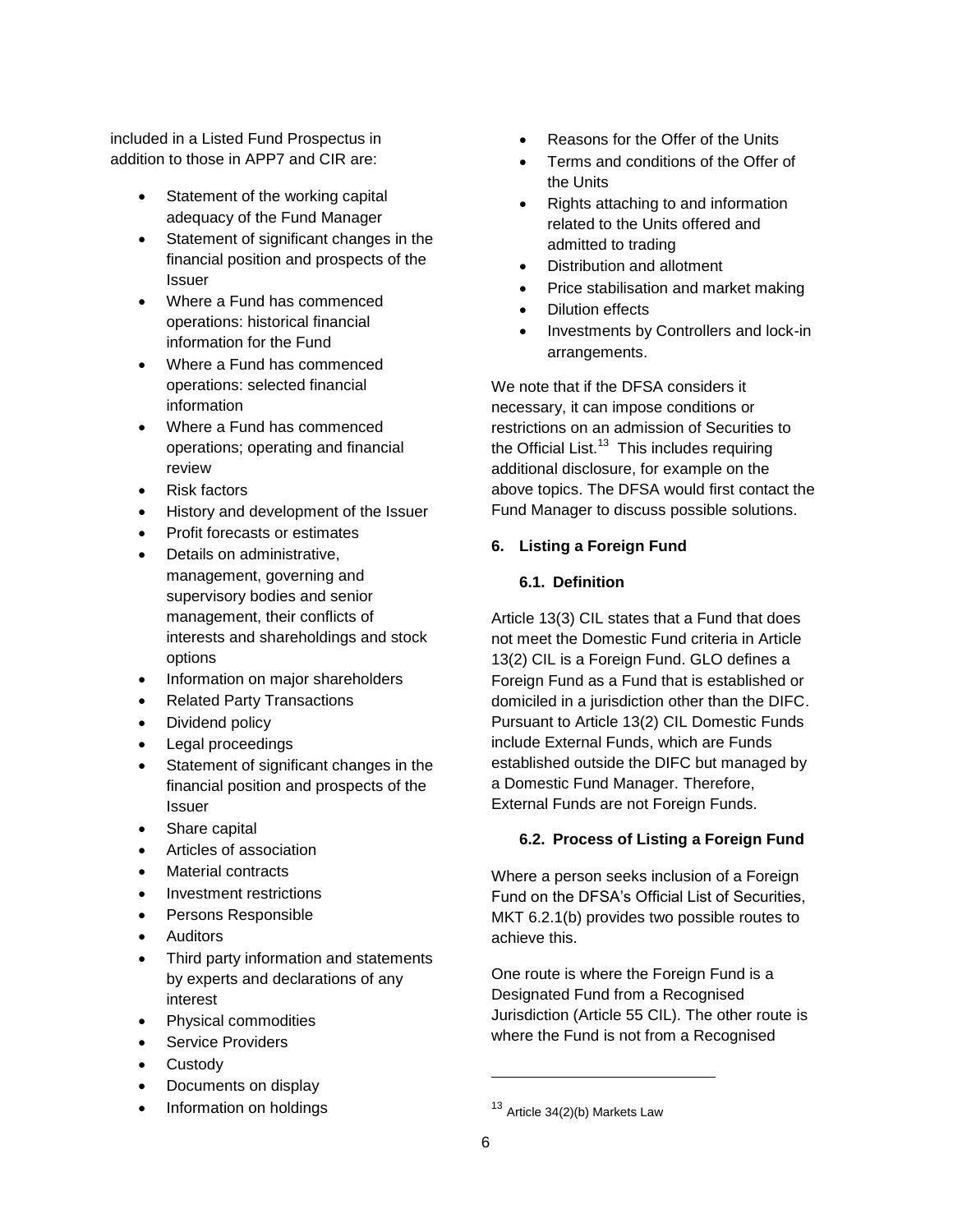included in a Listed Fund Prospectus in addition to those in APP7 and CIR are:

- Statement of the working capital adequacy of the Fund Manager
- Statement of significant changes in the financial position and prospects of the Issuer
- Where a Fund has commenced operations: historical financial information for the Fund
- Where a Fund has commenced operations: selected financial information
- Where a Fund has commenced operations; operating and financial review
- Risk factors
- History and development of the Issuer
- Profit forecasts or estimates
- Details on administrative, management, governing and supervisory bodies and senior management, their conflicts of interests and shareholdings and stock options
- Information on major shareholders
- Related Party Transactions
- Dividend policy
- Legal proceedings
- Statement of significant changes in the financial position and prospects of the Issuer
- Share capital
- Articles of association
- Material contracts
- Investment restrictions
- Persons Responsible
- Auditors
- Third party information and statements by experts and declarations of any interest
- Physical commodities
- Service Providers
- Custody
- Documents on display
- Information on holdings
- Reasons for the Offer of the Units
- Terms and conditions of the Offer of the Units
- Rights attaching to and information related to the Units offered and admitted to trading
- Distribution and allotment
- Price stabilisation and market making
- Dilution effects
- Investments by Controllers and lock-in arrangements.

We note that if the DFSA considers it necessary, it can impose conditions or restrictions on an admission of Securities to the Official List.[13] This includes requiring additional disclosure, for example on the above topics. The DFSA would first contact the Fund Manager to discuss possible solutions.

## 6. Listing a Foreign Fund

### 6.1. Definition

Article 13(3) CIL states that a Fund that does not meet the Domestic Fund criteria in Article 13(2) CIL is a Foreign Fund. GLO defines a Foreign Fund as a Fund that is established or domiciled in a jurisdiction other than the DIFC. Pursuant to Article 13(2) CIL Domestic Funds include External Funds, which are Funds established outside the DIFC but managed by a Domestic Fund Manager. Therefore, External Funds are not Foreign Funds.

### 6.2. Process of Listing a Foreign Fund

Where a person seeks inclusion of a Foreign Fund on the DFSA's Official List of Securities, MKT 6.2.1(b) provides two possible routes to achieve this.

One route is where the Foreign Fund is a Designated Fund from a Recognised Jurisdiction (Article 55 CIL). The other route is where the Fund is not from a Recognised

[13] Article 34(2)(b) Markets Law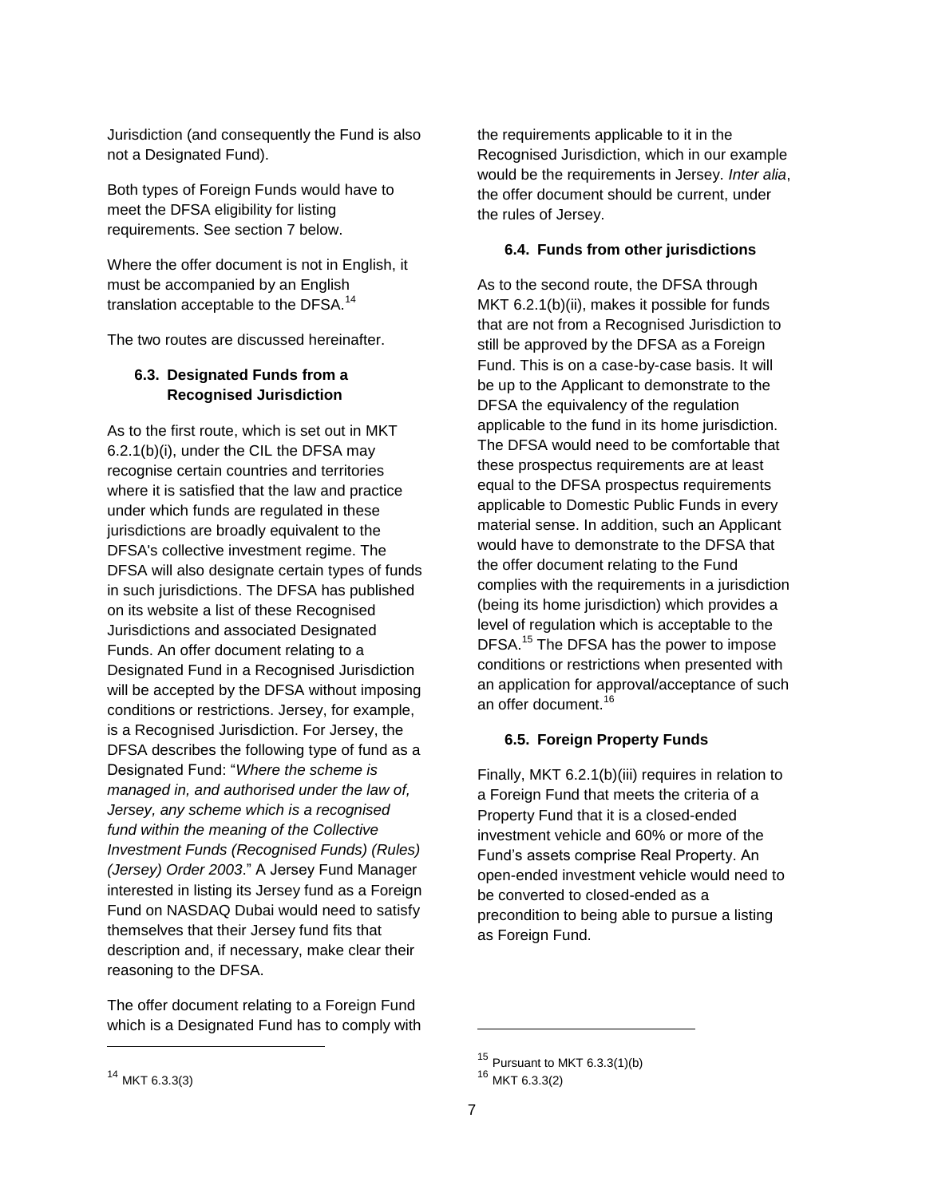Jurisdiction (and consequently the Fund is also not a Designated Fund).

Both types of Foreign Funds would have to meet the DFSA eligibility for listing requirements. See section 7 below.

Where the offer document is not in English, it must be accompanied by an English translation acceptable to the DFSA.[14]

The two routes are discussed hereinafter.

### 6.3. Designated Funds from a Recognised Jurisdiction

As to the first route, which is set out in MKT 6.2.1(b)(i), under the CIL the DFSA may recognise certain countries and territories where it is satisfied that the law and practice under which funds are regulated in these jurisdictions are broadly equivalent to the DFSA's collective investment regime. The DFSA will also designate certain types of funds in such jurisdictions. The DFSA has published on its website a list of these Recognised Jurisdictions and associated Designated Funds. An offer document relating to a Designated Fund in a Recognised Jurisdiction will be accepted by the DFSA without imposing conditions or restrictions. Jersey, for example, is a Recognised Jurisdiction. For Jersey, the DFSA describes the following type of fund as a Designated Fund: "*Where the scheme is managed in, and authorised under the law of, Jersey, any scheme which is a recognised fund within the meaning of the Collective Investment Funds (Recognised Funds) (Rules) (Jersey) Order 2003*." A Jersey Fund Manager interested in listing its Jersey fund as a Foreign Fund on NASDAQ Dubai would need to satisfy themselves that their Jersey fund fits that description and, if necessary, make clear their reasoning to the DFSA.

The offer document relating to a Foreign Fund which is a Designated Fund has to comply with the requirements applicable to it in the Recognised Jurisdiction, which in our example would be the requirements in Jersey. *Inter alia*, the offer document should be current, under the rules of Jersey.

### 6.4. Funds from other jurisdictions

As to the second route, the DFSA through MKT 6.2.1(b)(ii), makes it possible for funds that are not from a Recognised Jurisdiction to still be approved by the DFSA as a Foreign Fund. This is on a case-by-case basis. It will be up to the Applicant to demonstrate to the DFSA the equivalency of the regulation applicable to the fund in its home jurisdiction. The DFSA would need to be comfortable that these prospectus requirements are at least equal to the DFSA prospectus requirements applicable to Domestic Public Funds in every material sense. In addition, such an Applicant would have to demonstrate to the DFSA that the offer document relating to the Fund complies with the requirements in a jurisdiction (being its home jurisdiction) which provides a level of regulation which is acceptable to the DFSA.[15] The DFSA has the power to impose conditions or restrictions when presented with an application for approval/acceptance of such an offer document.[16]

### 6.5. Foreign Property Funds

Finally, MKT 6.2.1(b)(iii) requires in relation to a Foreign Fund that meets the criteria of a Property Fund that it is a closed-ended investment vehicle and 60% or more of the Fund's assets comprise Real Property. An open-ended investment vehicle would need to be converted to closed-ended as a precondition to being able to pursue a listing as Foreign Fund.

---

[14] MKT 6.3.3(3)

[15] Pursuant to MKT 6.3.3(1)(b)

[16] MKT 6.3.3(2)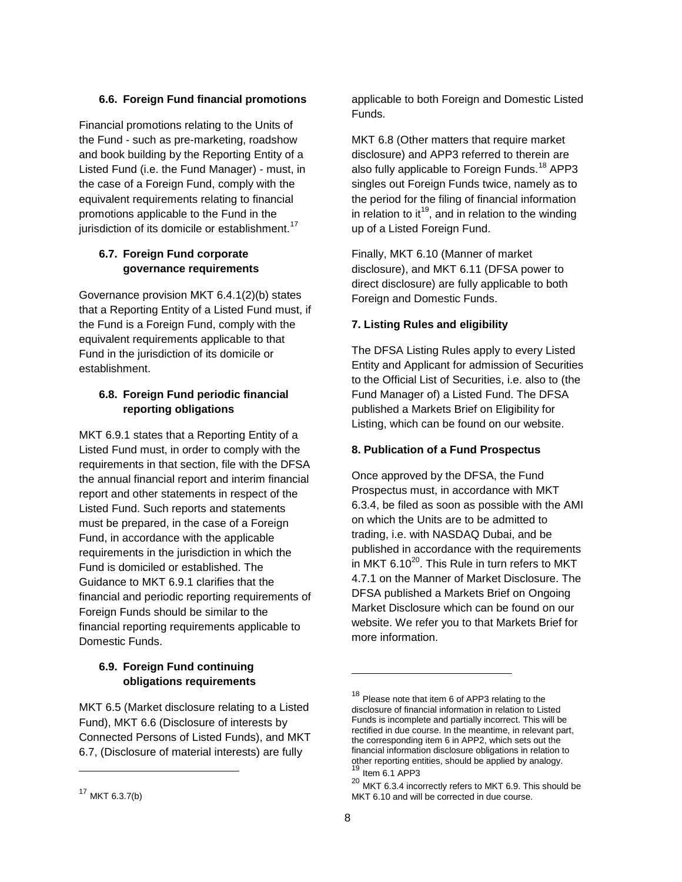### 6.6. Foreign Fund financial promotions

Financial promotions relating to the Units of the Fund - such as pre-marketing, roadshow and book building by the Reporting Entity of a Listed Fund (i.e. the Fund Manager) - must, in the case of a Foreign Fund, comply with the equivalent requirements relating to financial promotions applicable to the Fund in the jurisdiction of its domicile or establishment.[17]

### 6.7. Foreign Fund corporate governance requirements

Governance provision MKT 6.4.1(2)(b) states that a Reporting Entity of a Listed Fund must, if the Fund is a Foreign Fund, comply with the equivalent requirements applicable to that Fund in the jurisdiction of its domicile or establishment.

### 6.8. Foreign Fund periodic financial reporting obligations

MKT 6.9.1 states that a Reporting Entity of a Listed Fund must, in order to comply with the requirements in that section, file with the DFSA the annual financial report and interim financial report and other statements in respect of the Listed Fund. Such reports and statements must be prepared, in the case of a Foreign Fund, in accordance with the applicable requirements in the jurisdiction in which the Fund is domiciled or established. The Guidance to MKT 6.9.1 clarifies that the financial and periodic reporting requirements of Foreign Funds should be similar to the financial reporting requirements applicable to Domestic Funds.

### 6.9. Foreign Fund continuing obligations requirements

MKT 6.5 (Market disclosure relating to a Listed Fund), MKT 6.6 (Disclosure of interests by Connected Persons of Listed Funds), and MKT 6.7, (Disclosure of material interests) are fully applicable to both Foreign and Domestic Listed Funds.

MKT 6.8 (Other matters that require market disclosure) and APP3 referred to therein are also fully applicable to Foreign Funds.[18] APP3 singles out Foreign Funds twice, namely as to the period for the filing of financial information in relation to it[19], and in relation to the winding up of a Listed Foreign Fund.

Finally, MKT 6.10 (Manner of market disclosure), and MKT 6.11 (DFSA power to direct disclosure) are fully applicable to both Foreign and Domestic Funds.

## 7. Listing Rules and eligibility

The DFSA Listing Rules apply to every Listed Entity and Applicant for admission of Securities to the Official List of Securities, i.e. also to (the Fund Manager of) a Listed Fund. The DFSA published a Markets Brief on Eligibility for Listing, which can be found on our website.

## 8. Publication of a Fund Prospectus

Once approved by the DFSA, the Fund Prospectus must, in accordance with MKT 6.3.4, be filed as soon as possible with the AMI on which the Units are to be admitted to trading, i.e. with NASDAQ Dubai, and be published in accordance with the requirements in MKT 6.10[20]. This Rule in turn refers to MKT 4.7.1 on the Manner of Market Disclosure. The DFSA published a Markets Brief on Ongoing Market Disclosure which can be found on our website. We refer you to that Markets Brief for more information.

---

[17] MKT 6.3.7(b)

[18] Please note that item 6 of APP3 relating to the disclosure of financial information in relation to Listed Funds is incomplete and partially incorrect. This will be rectified in due course. In the meantime, in relevant part, the corresponding item 6 in APP2, which sets out the financial information disclosure obligations in relation to other reporting entities, should be applied by analogy.

[19] Item 6.1 APP3

[20] MKT 6.3.4 incorrectly refers to MKT 6.9. This should be MKT 6.10 and will be corrected in due course.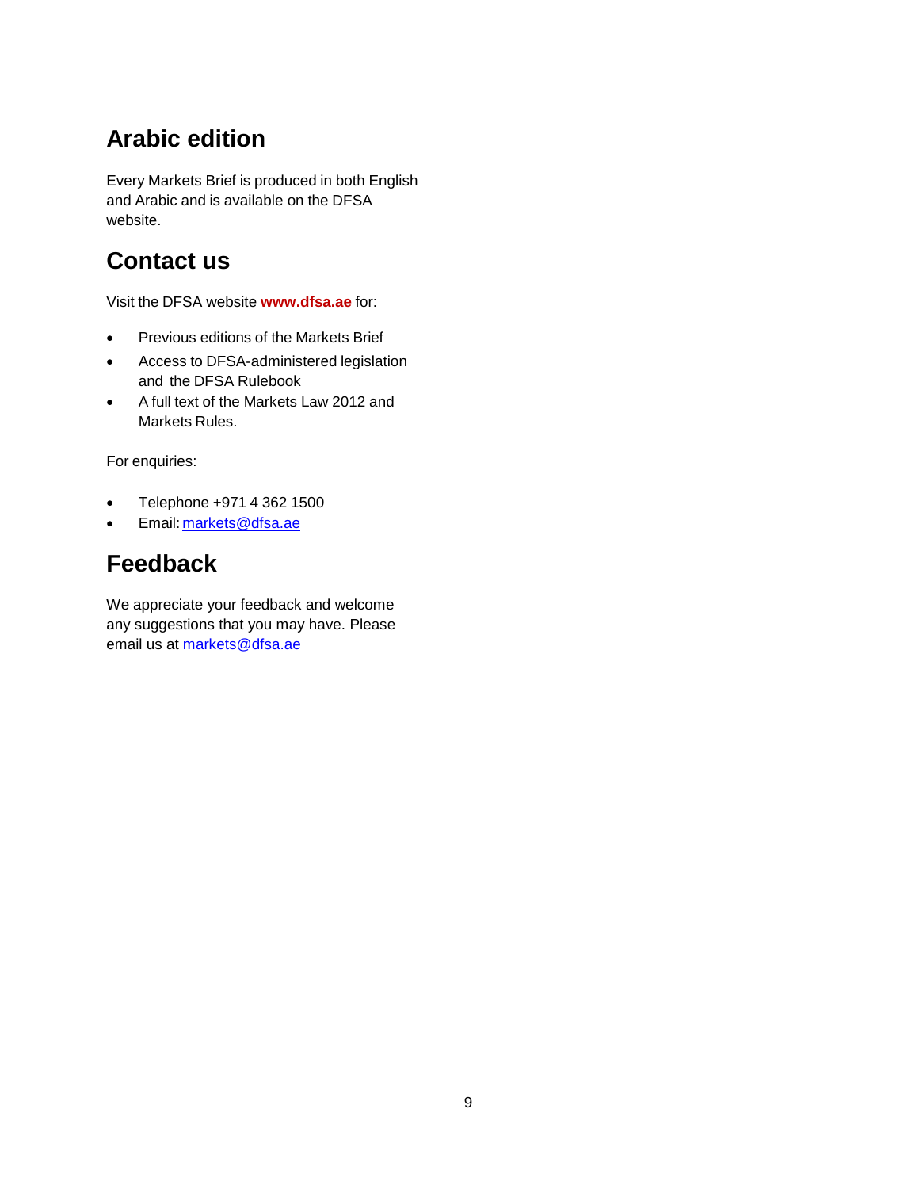## Arabic edition

Every Markets Brief is produced in both English and Arabic and is available on the DFSA website.

## Contact us

Visit the DFSA website **www.dfsa.ae** for:

- Previous editions of the Markets Brief
- Access to DFSA-administered legislation and the DFSA Rulebook
- A full text of the Markets Law 2012 and Markets Rules.

For enquiries:

- Telephone +971 4 362 1500
- Email: markets@dfsa.ae

## Feedback

We appreciate your feedback and welcome any suggestions that you may have. Please email us at markets@dfsa.ae